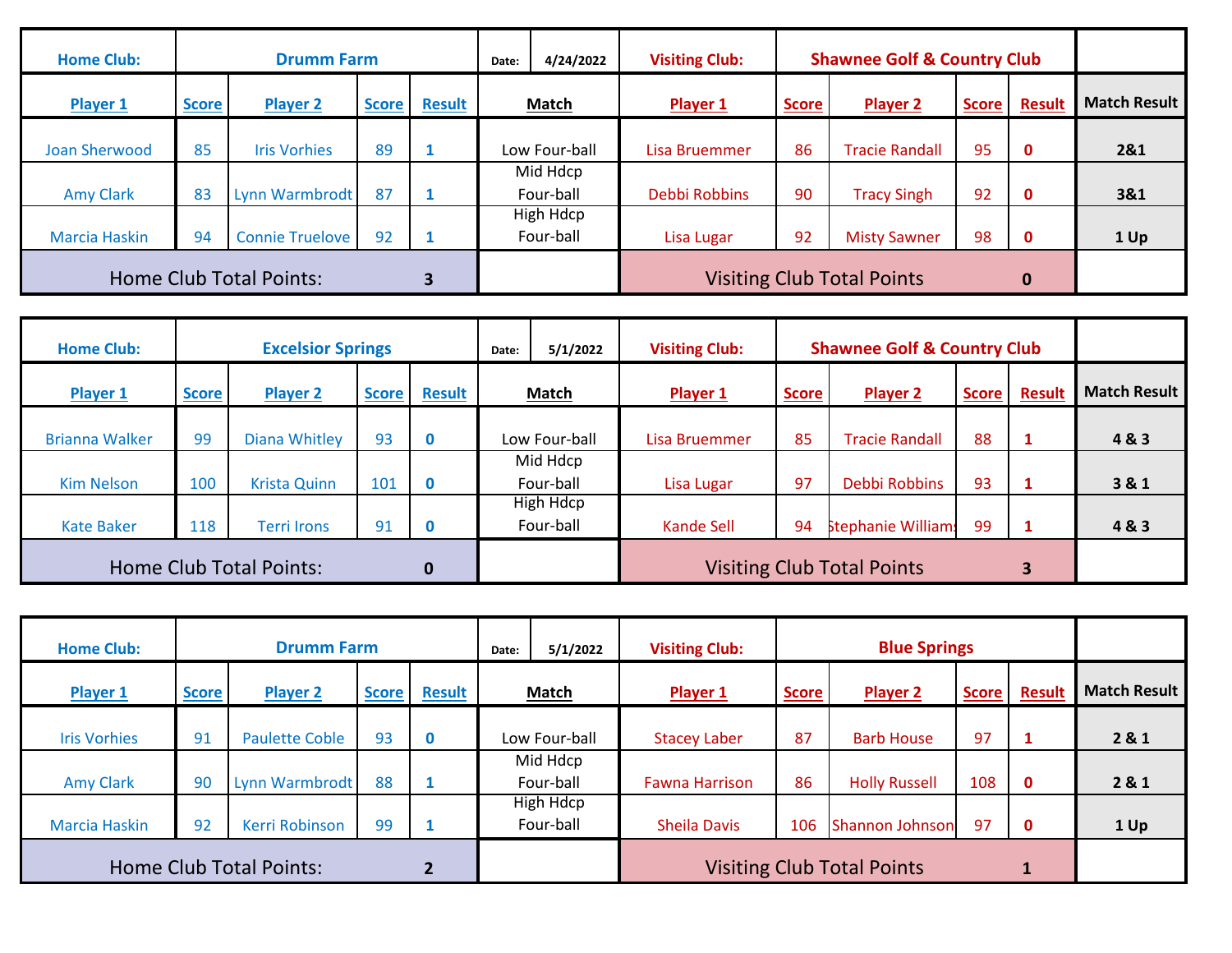| Home Club: | Drumm Farm | | | | Date: | 4/24/2022 | Visiting Club: | Shawnee Golf & Country Club | | | | |
|---|---|---|---|---|---|---|---|---|---|---|---|---|
| **Player 1** | **Score** | **Player 2** | **Score** | **Result** | **Match** | | **Player 1** | **Score** | **Player 2** | **Score** | **Result** | **Match Result** |
| Joan Sherwood | 85 | Iris Vorhies | 89 | 1 | Low Four-ball | | Lisa Bruemmer | 86 | Tracie Randall | 95 | 0 | 2&1 |
| Amy Clark | 83 | Lynn Warmbrodt | 87 | 1 | Mid Hdcp Four-ball | | Debbi Robbins | 90 | Tracy Singh | 92 | 0 | 3&1 |
| Marcia Haskin | 94 | Connie Truelove | 92 | 1 | High Hdcp Four-ball | | Lisa Lugar | 92 | Misty Sawner | 98 | 0 | 1 Up |
| Home Club Total Points: | | | | 3 | | | Visiting Club Total Points | | | | 0 | |

| Home Club: | Excelsior Springs | | | | Date: | 5/1/2022 | Visiting Club: | Shawnee Golf & Country Club | | | | |
|---|---|---|---|---|---|---|---|---|---|---|---|---|
| **Player 1** | **Score** | **Player 2** | **Score** | **Result** | **Match** | | **Player 1** | **Score** | **Player 2** | **Score** | **Result** | **Match Result** |
| Brianna Walker | 99 | Diana Whitley | 93 | 0 | Low Four-ball | | Lisa Bruemmer | 85 | Tracie Randall | 88 | 1 | 4 & 3 |
| Kim Nelson | 100 | Krista Quinn | 101 | 0 | Mid Hdcp Four-ball | | Lisa Lugar | 97 | Debbi Robbins | 93 | 1 | 3 & 1 |
| Kate Baker | 118 | Terri Irons | 91 | 0 | High Hdcp Four-ball | | Kande Sell | 94 | Stephanie William | 99 | 1 | 4 & 3 |
| Home Club Total Points: | | | | 0 | | | Visiting Club Total Points | | | | 3 | |

| Home Club: | Drumm Farm | | | | Date: | 5/1/2022 | Visiting Club: | Blue Springs | | | | |
|---|---|---|---|---|---|---|---|---|---|---|---|---|
| **Player 1** | **Score** | **Player 2** | **Score** | **Result** | **Match** | | **Player 1** | **Score** | **Player 2** | **Score** | **Result** | **Match Result** |
| Iris Vorhies | 91 | Paulette Coble | 93 | 0 | Low Four-ball | | Stacey Laber | 87 | Barb House | 97 | 1 | 2 & 1 |
| Amy Clark | 90 | Lynn Warmbrodt | 88 | 1 | Mid Hdcp Four-ball | | Fawna Harrison | 86 | Holly Russell | 108 | 0 | 2 & 1 |
| Marcia Haskin | 92 | Kerri Robinson | 99 | 1 | High Hdcp Four-ball | | Sheila Davis | 106 | Shannon Johnson | 97 | 0 | 1 Up |
| Home Club Total Points: | | | | 2 | | | Visiting Club Total Points | | | | 1 | |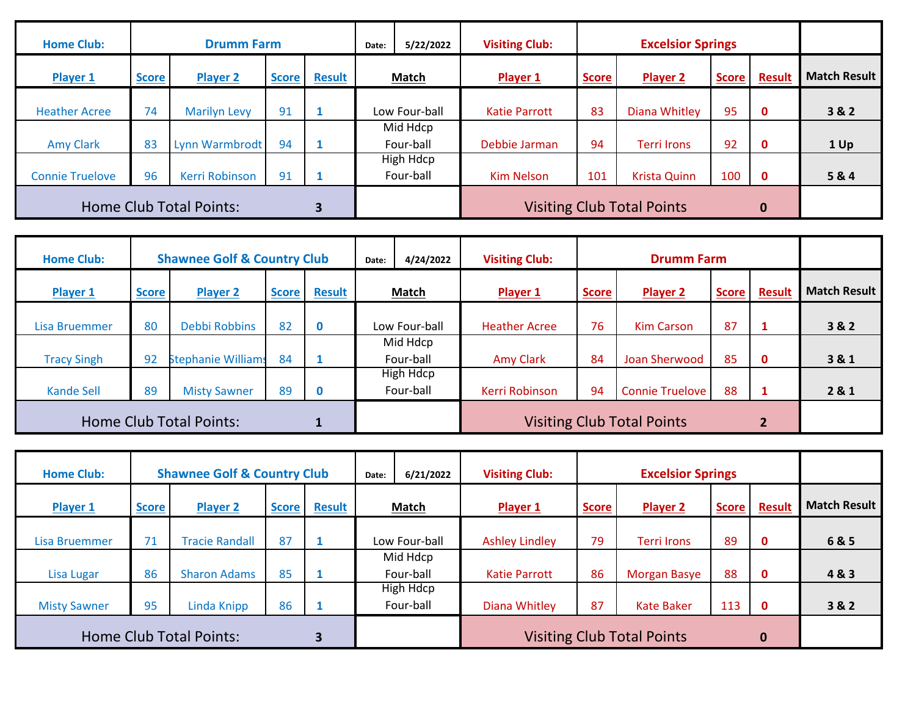| Home Club: | Drumm Farm | | | | Date: | 5/22/2022 | Visiting Club: | Excelsior Springs | | | | |
|---|---|---|---|---|---|---|---|---|---|---|---|---|
| Player 1 | Score | Player 2 | Score | Result | Match | | Player 1 | Score | Player 2 | Score | Result | Match Result |
| Heather Acree | 74 | Marilyn Levy | 91 | 1 | Low Four-ball | | Katie Parrott | 83 | Diana Whitley | 95 | 0 | 3 & 2 |
| Amy Clark | 83 | Lynn Warmbrodt | 94 | 1 | Mid Hdcp Four-ball | | Debbie Jarman | 94 | Terri Irons | 92 | 0 | 1 Up |
| Connie Truelove | 96 | Kerri Robinson | 91 | 1 | High Hdcp Four-ball | | Kim Nelson | 101 | Krista Quinn | 100 | 0 | 5 & 4 |
| Home Club Total Points: | | | | 3 | | | Visiting Club Total Points | | | | 0 | |

| Home Club: | Shawnee Golf & Country Club | | | | Date: | 4/24/2022 | Visiting Club: | Drumm Farm | | | | |
|---|---|---|---|---|---|---|---|---|---|---|---|---|
| Player 1 | Score | Player 2 | Score | Result | Match | | Player 1 | Score | Player 2 | Score | Result | Match Result |
| Lisa Bruemmer | 80 | Debbi Robbins | 82 | 0 | Low Four-ball | | Heather Acree | 76 | Kim Carson | 87 | 1 | 3 & 2 |
| Tracy Singh | 92 | Stephanie Williams | 84 | 1 | Mid Hdcp Four-ball | | Amy Clark | 84 | Joan Sherwood | 85 | 0 | 3 & 1 |
| Kande Sell | 89 | Misty Sawner | 89 | 0 | High Hdcp Four-ball | | Kerri Robinson | 94 | Connie Truelove | 88 | 1 | 2 & 1 |
| Home Club Total Points: | | | | 1 | | | Visiting Club Total Points | | | | 2 | |

| Home Club: | Shawnee Golf & Country Club | | | | Date: | 6/21/2022 | Visiting Club: | Excelsior Springs | | | | |
|---|---|---|---|---|---|---|---|---|---|---|---|---|
| Player 1 | Score | Player 2 | Score | Result | Match | | Player 1 | Score | Player 2 | Score | Result | Match Result |
| Lisa Bruemmer | 71 | Tracie Randall | 87 | 1 | Low Four-ball | | Ashley Lindley | 79 | Terri Irons | 89 | 0 | 6 & 5 |
| Lisa Lugar | 86 | Sharon Adams | 85 | 1 | Mid Hdcp Four-ball | | Katie Parrott | 86 | Morgan Basye | 88 | 0 | 4 & 3 |
| Misty Sawner | 95 | Linda Knipp | 86 | 1 | High Hdcp Four-ball | | Diana Whitley | 87 | Kate Baker | 113 | 0 | 3 & 2 |
| Home Club Total Points: | | | | 3 | | | Visiting Club Total Points | | | | 0 | |